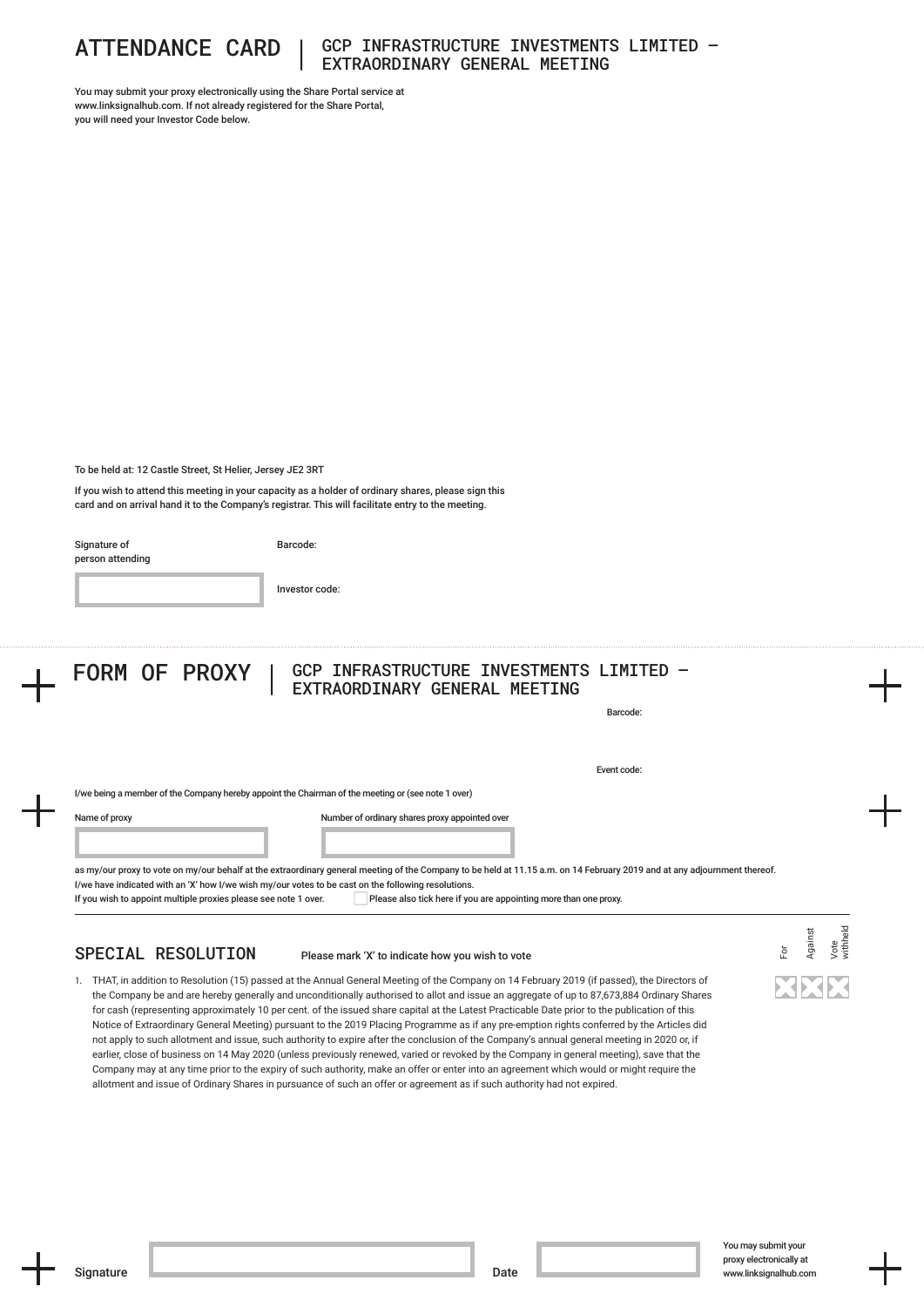# ATTENDANCE CARD | GCP INFRASTRUCTURE INVESTMENTS LIMITED – EXTRAORDINARY GENERAL MEETING

You may submit your proxy electronically using the Share Portal service at www.linksignalhub.com. If not already registered for the Share Portal, you will need your Investor Code below.

To be held at: 12 Castle Street, St Helier, Jersey JE2 3RT

If you wish to attend this meeting in your capacity as a holder of ordinary shares, please sign this card and on arrival hand it to the Company's registrar. This will facilitate entry to the meeting.

Signature of person attending

Barcode:

Investor code:

# FORM OF PROXY | GCP INFRASTRUCTURE INVESTMENTS LIMITED – EXTRAORDINARY GENERAL MEETING

Barcode:

Event code:

I/we being a member of the Company hereby appoint the Chairman of the meeting or (see note 1 over)

Name of proxy

Number of ordinary shares proxy appointed over

as my/our proxy to vote on my/our behalf at the extraordinary general meeting of the Company to be held at 11.15 a.m. on 14 February 2019 and at any adjournment thereof.
I/we have indicated with an 'X' how I/we wish my/our votes to be cast on the following resolutions.
If you wish to appoint multiple proxies please see note 1 over.

☐ Please also tick here if you are appointing more than one proxy.

## SPECIAL RESOLUTION

Please mark 'X' to indicate how you wish to vote

| | For | Against | Vote withheld |
|---|---|---|---|
| 1. THAT, in addition to Resolution (15) passed at the Annual General Meeting of the Company on 14 February 2019 (if passed), the Directors of the Company be and are hereby generally and unconditionally authorised to allot and issue an aggregate of up to 87,673,884 Ordinary Shares for cash (representing approximately 10 per cent. of the issued share capital at the Latest Practicable Date prior to the publication of this Notice of Extraordinary General Meeting) pursuant to the 2019 Placing Programme as if any pre-emption rights conferred by the Articles did not apply to such allotment and issue, such authority to expire after the conclusion of the Company's annual general meeting in 2020 or, if earlier, close of business on 14 May 2020 (unless previously renewed, varied or revoked by the Company in general meeting), save that the Company may at any time prior to the expiry of such authority, make an offer or enter into an agreement which would or might require the allotment and issue of Ordinary Shares in pursuance of such an offer or agreement as if such authority had not expired. | | | |

Signature

Date

You may submit your proxy electronically at www.linksignalhub.com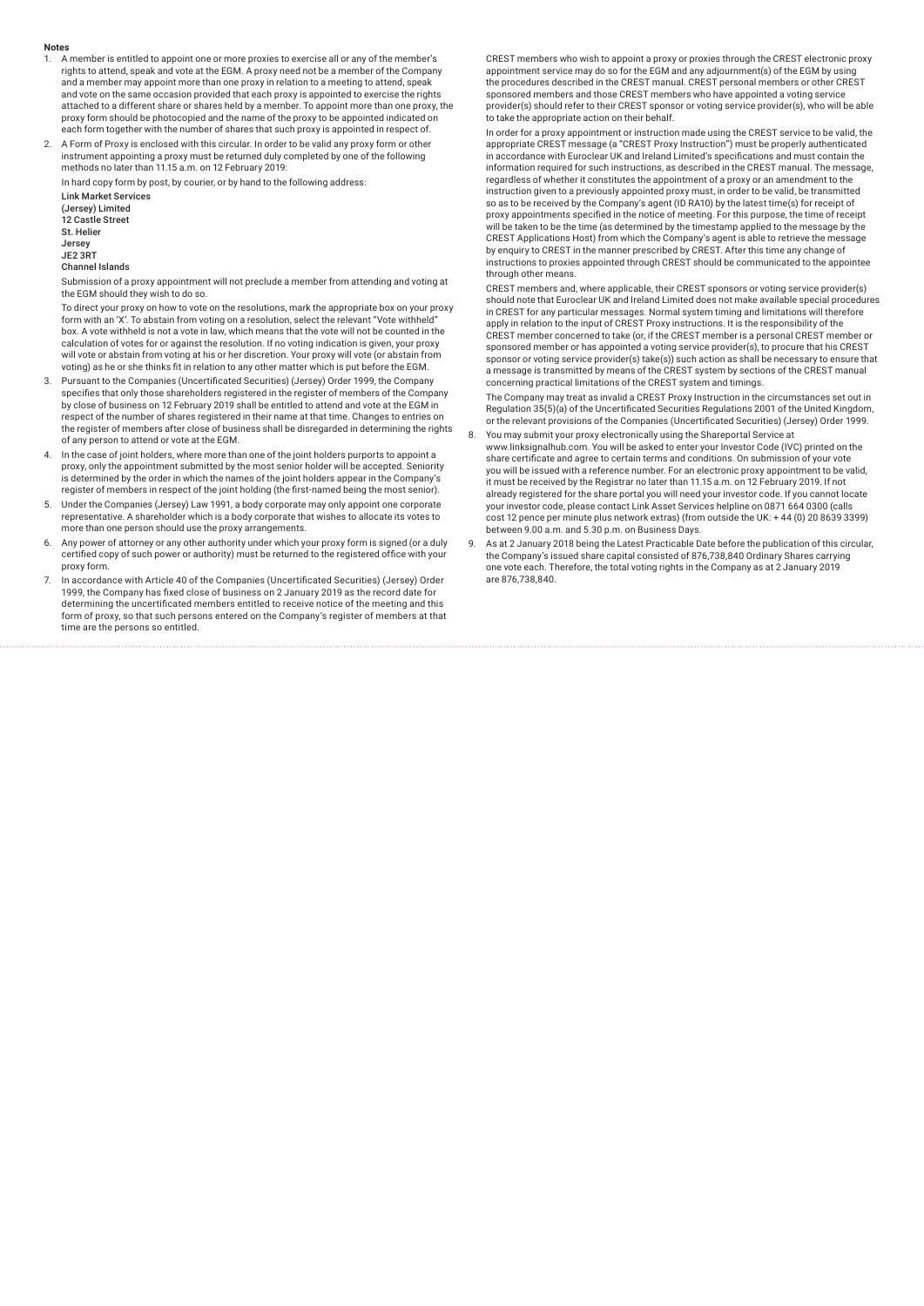**Notes**

1. A member is entitled to appoint one or more proxies to exercise all or any of the member's rights to attend, speak and vote at the EGM. A proxy need not be a member of the Company and a member may appoint more than one proxy in relation to a meeting to attend, speak and vote on the same occasion provided that each proxy is appointed to exercise the rights attached to a different share or shares held by a member. To appoint more than one proxy, the proxy form should be photocopied and the name of the proxy to be appointed indicated on each form together with the number of shares that such proxy is appointed in respect of.
2. A Form of Proxy is enclosed with this circular. In order to be valid any proxy form or other instrument appointing a proxy must be returned duly completed by one of the following methods no later than 11.15 a.m. on 12 February 2019:

   In hard copy form by post, by courier, or by hand to the following address:

   Link Market Services
   (Jersey) Limited
   12 Castle Street
   St. Helier
   Jersey
   JE2 3RT
   Channel Islands

   Submission of a proxy appointment will not preclude a member from attending and voting at the EGM should they wish to do so.

   To direct your proxy on how to vote on the resolutions, mark the appropriate box on your proxy form with an 'X'. To abstain from voting on a resolution, select the relevant "Vote withheld" box. A vote withheld is not a vote in law, which means that the vote will not be counted in the calculation of votes for or against the resolution. If no voting indication is given, your proxy will vote or abstain from voting at his or her discretion. Your proxy will vote (or abstain from voting) as he or she thinks fit in relation to any other matter which is put before the EGM.
3. Pursuant to the Companies (Uncertificated Securities) (Jersey) Order 1999, the Company specifies that only those shareholders registered in the register of members of the Company by close of business on 12 February 2019 shall be entitled to attend and vote at the EGM in respect of the number of shares registered in their name at that time. Changes to entries on the register of members after close of business shall be disregarded in determining the rights of any person to attend or vote at the EGM.
4. In the case of joint holders, where more than one of the joint holders purports to appoint a proxy, only the appointment submitted by the most senior holder will be accepted. Seniority is determined by the order in which the names of the joint holders appear in the Company's register of members in respect of the joint holding (the first-named being the most senior).
5. Under the Companies (Jersey) Law 1991, a body corporate may only appoint one corporate representative. A shareholder which is a body corporate that wishes to allocate its votes to more than one person should use the proxy arrangements.
6. Any power of attorney or any other authority under which your proxy form is signed (or a duly certified copy of such power or authority) must be returned to the registered office with your proxy form.
7. In accordance with Article 40 of the Companies (Uncertificated Securities) (Jersey) Order 1999, the Company has fixed close of business on 2 January 2019 as the record date for determining the uncertificated members entitled to receive notice of the meeting and this form of proxy, so that such persons entered on the Company's register of members at that time are the persons so entitled.

   CREST members who wish to appoint a proxy or proxies through the CREST electronic proxy appointment service may do so for the EGM and any adjournment(s) of the EGM by using the procedures described in the CREST manual. CREST personal members or other CREST sponsored members and those CREST members who have appointed a voting service provider(s) should refer to their CREST sponsor or voting service provider(s), who will be able to take the appropriate action on their behalf.

   In order for a proxy appointment or instruction made using the CREST service to be valid, the appropriate CREST message (a "CREST Proxy Instruction") must be properly authenticated in accordance with Euroclear UK and Ireland Limited's specifications and must contain the information required for such instructions, as described in the CREST manual. The message, regardless of whether it constitutes the appointment of a proxy or an amendment to the instruction given to a previously appointed proxy must, in order to be valid, be transmitted so as to be received by the Company's agent (ID RA10) by the latest time(s) for receipt of proxy appointments specified in the notice of meeting. For this purpose, the time of receipt will be taken to be the time (as determined by the timestamp applied to the message by the CREST Applications Host) from which the Company's agent is able to retrieve the message by enquiry to CREST in the manner prescribed by CREST. After this time any change of instructions to proxies appointed through CREST should be communicated to the appointee through other means.

   CREST members and, where applicable, their CREST sponsors or voting service provider(s) should note that Euroclear UK and Ireland Limited does not make available special procedures in CREST for any particular messages. Normal system timing and limitations will therefore apply in relation to the input of CREST Proxy instructions. It is the responsibility of the CREST member concerned to take (or, if the CREST member is a personal CREST member or sponsored member or has appointed a voting service provider(s), to procure that his CREST sponsor or voting service provider(s) take(s)) such action as shall be necessary to ensure that a message is transmitted by means of the CREST system by sections of the CREST manual concerning practical limitations of the CREST system and timings.

   The Company may treat as invalid a CREST Proxy Instruction in the circumstances set out in Regulation 35(5)(a) of the Uncertificated Securities Regulations 2001 of the United Kingdom, or the relevant provisions of the Companies (Uncertificated Securities) (Jersey) Order 1999.
8. You may submit your proxy electronically using the Shareportal Service at www.linksignalhub.com. You will be asked to enter your Investor Code (IVC) printed on the share certificate and agree to certain terms and conditions. On submission of your vote you will be issued with a reference number. For an electronic proxy appointment to be valid, it must be received by the Registrar no later than 11.15 a.m. on 12 February 2019. If not already registered for the share portal you will need your investor code. If you cannot locate your investor code, please contact Link Asset Services helpline on 0871 664 0300 (calls cost 12 pence per minute plus network extras) (from outside the UK: + 44 (0) 20 8639 3399) between 9.00 a.m. and 5.30 p.m. on Business Days.
9. As at 2 January 2018 being the Latest Practicable Date before the publication of this circular, the Company's issued share capital consisted of 876,738,840 Ordinary Shares carrying one vote each. Therefore, the total voting rights in the Company as at 2 January 2019 are 876,738,840.